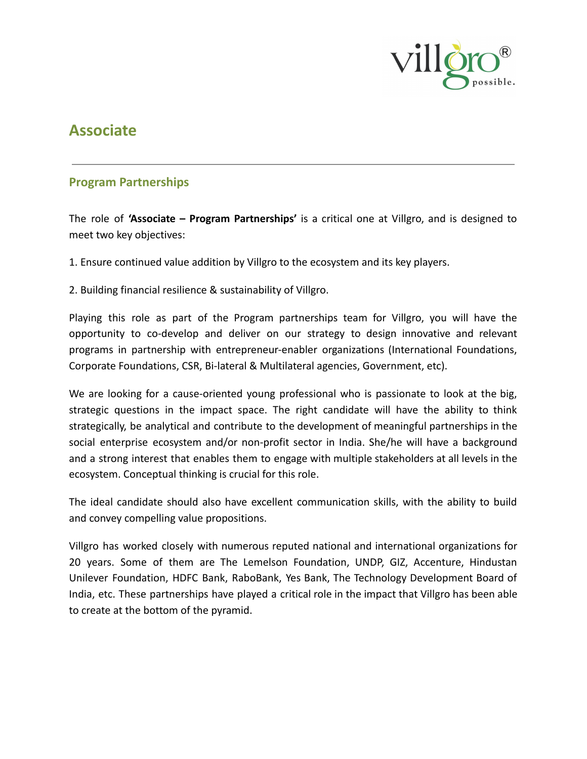# Associate

## Program Partnerships

The role of **'Associate – Program Partnerships'** is a critical one at Villgro, and is designed to meet two key objectives:

1. Ensure continued value addition by Villgro to the ecosystem and its key players.

2. Building financial resilience & sustainability of Villgro.

Playing this role as part of the Program partnerships team for Villgro, you will have the opportunity to co-develop and deliver on our strategy to design innovative and relevant programs in partnership with entrepreneur-enabler organizations (International Foundations, Corporate Foundations, CSR, Bi-lateral & Multilateral agencies, Government, etc).

We are looking for a cause-oriented young professional who is passionate to look at the big, strategic questions in the impact space. The right candidate will have the ability to think strategically, be analytical and contribute to the development of meaningful partnerships in the social enterprise ecosystem and/or non-profit sector in India. She/he will have a background and a strong interest that enables them to engage with multiple stakeholders at all levels in the ecosystem. Conceptual thinking is crucial for this role.

The ideal candidate should also have excellent communication skills, with the ability to build and convey compelling value propositions.

Villgro has worked closely with numerous reputed national and international organizations for 20 years. Some of them are The Lemelson Foundation, UNDP, GIZ, Accenture, Hindustan Unilever Foundation, HDFC Bank, RaboBank, Yes Bank, The Technology Development Board of India, etc. These partnerships have played a critical role in the impact that Villgro has been able to create at the bottom of the pyramid.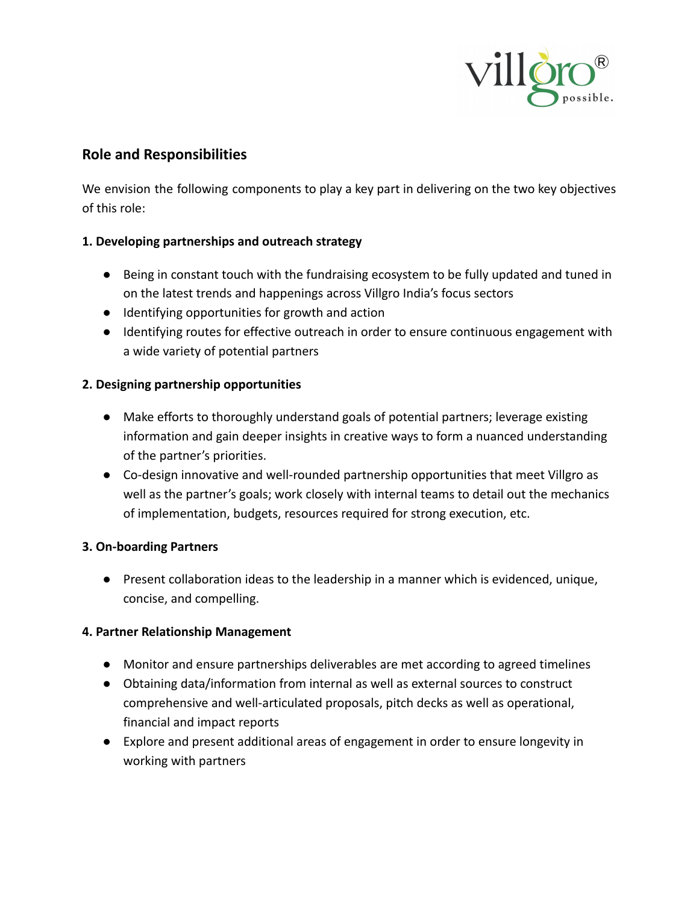## Role and Responsibilities

We envision the following components to play a key part in delivering on the two key objectives of this role:

**1. Developing partnerships and outreach strategy**

- Being in constant touch with the fundraising ecosystem to be fully updated and tuned in on the latest trends and happenings across Villgro India's focus sectors
- Identifying opportunities for growth and action
- Identifying routes for effective outreach in order to ensure continuous engagement with a wide variety of potential partners

**2. Designing partnership opportunities**

- Make efforts to thoroughly understand goals of potential partners; leverage existing information and gain deeper insights in creative ways to form a nuanced understanding of the partner's priorities.
- Co-design innovative and well-rounded partnership opportunities that meet Villgro as well as the partner's goals; work closely with internal teams to detail out the mechanics of implementation, budgets, resources required for strong execution, etc.

**3. On-boarding Partners**

- Present collaboration ideas to the leadership in a manner which is evidenced, unique, concise, and compelling.

**4. Partner Relationship Management**

- Monitor and ensure partnerships deliverables are met according to agreed timelines
- Obtaining data/information from internal as well as external sources to construct comprehensive and well-articulated proposals, pitch decks as well as operational, financial and impact reports
- Explore and present additional areas of engagement in order to ensure longevity in working with partners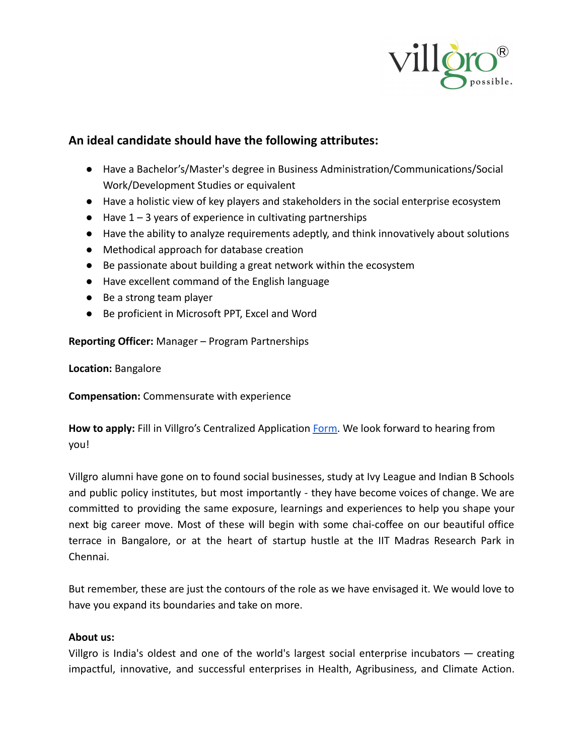## An ideal candidate should have the following attributes:

- Have a Bachelor's/Master's degree in Business Administration/Communications/Social Work/Development Studies or equivalent
- Have a holistic view of key players and stakeholders in the social enterprise ecosystem
- Have 1 – 3 years of experience in cultivating partnerships
- Have the ability to analyze requirements adeptly, and think innovatively about solutions
- Methodical approach for database creation
- Be passionate about building a great network within the ecosystem
- Have excellent command of the English language
- Be a strong team player
- Be proficient in Microsoft PPT, Excel and Word

**Reporting Officer:** Manager – Program Partnerships

**Location:** Bangalore

**Compensation:** Commensurate with experience

**How to apply:** Fill in Villgro's Centralized Application Form. We look forward to hearing from you!

Villgro alumni have gone on to found social businesses, study at Ivy League and Indian B Schools and public policy institutes, but most importantly - they have become voices of change. We are committed to providing the same exposure, learnings and experiences to help you shape your next big career move. Most of these will begin with some chai-coffee on our beautiful office terrace in Bangalore, or at the heart of startup hustle at the IIT Madras Research Park in Chennai.

But remember, these are just the contours of the role as we have envisaged it. We would love to have you expand its boundaries and take on more.

**About us:**

Villgro is India's oldest and one of the world's largest social enterprise incubators — creating impactful, innovative, and successful enterprises in Health, Agribusiness, and Climate Action.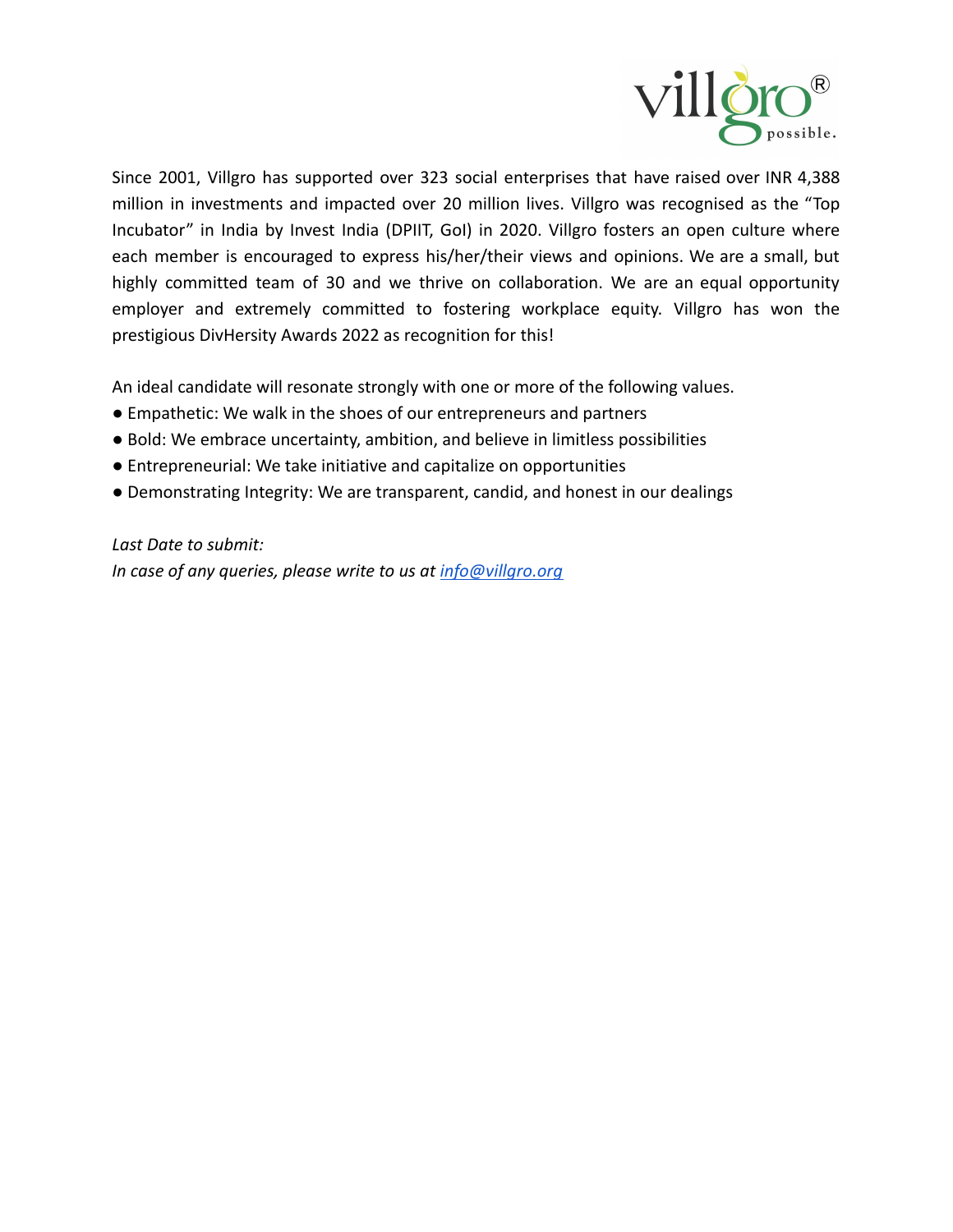Since 2001, Villgro has supported over 323 social enterprises that have raised over INR 4,388 million in investments and impacted over 20 million lives. Villgro was recognised as the "Top Incubator" in India by Invest India (DPIIT, GoI) in 2020. Villgro fosters an open culture where each member is encouraged to express his/her/their views and opinions. We are a small, but highly committed team of 30 and we thrive on collaboration. We are an equal opportunity employer and extremely committed to fostering workplace equity. Villgro has won the prestigious DivHersity Awards 2022 as recognition for this!

An ideal candidate will resonate strongly with one or more of the following values.

- Empathetic: We walk in the shoes of our entrepreneurs and partners
- Bold: We embrace uncertainty, ambition, and believe in limitless possibilities
- Entrepreneurial: We take initiative and capitalize on opportunities
- Demonstrating Integrity: We are transparent, candid, and honest in our dealings

*Last Date to submit:*

*In case of any queries, please write to us at [info@villgro.org](mailto:info@villgro.org)*